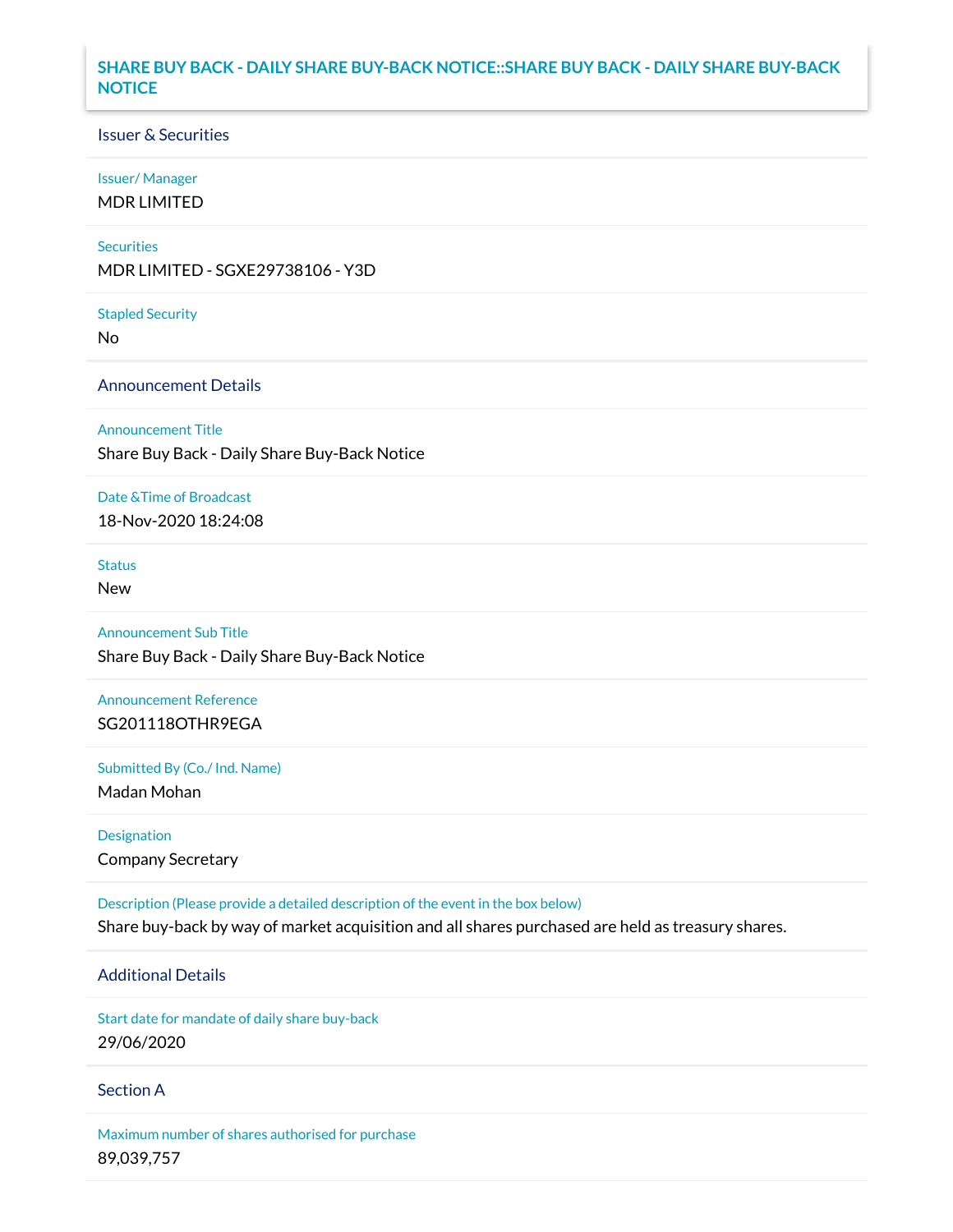# SHARE BUY BACK - DAILY SHARE BUY-BACK NOTICE::SHARE BUY BACK - DAILY SHARE BUY-BACK NOTICE

## Issuer & Securities

**Issuer/ Manager**

MDR LIMITED

**Securities**

MDR LIMITED - SGXE29738106 - Y3D

**Stapled Security**

No

## Announcement Details

**Announcement Title**

Share Buy Back - Daily Share Buy-Back Notice

**Date &Time of Broadcast**

18-Nov-2020 18:24:08

**Status**

New

**Announcement Sub Title**

Share Buy Back - Daily Share Buy-Back Notice

**Announcement Reference**

SG201118OTHR9EGA

**Submitted By (Co./ Ind. Name)**

Madan Mohan

**Designation**

Company Secretary

**Description (Please provide a detailed description of the event in the box below)**

Share buy-back by way of market acquisition and all shares purchased are held as treasury shares.

## Additional Details

**Start date for mandate of daily share buy-back**

29/06/2020

## Section A

**Maximum number of shares authorised for purchase**

89,039,757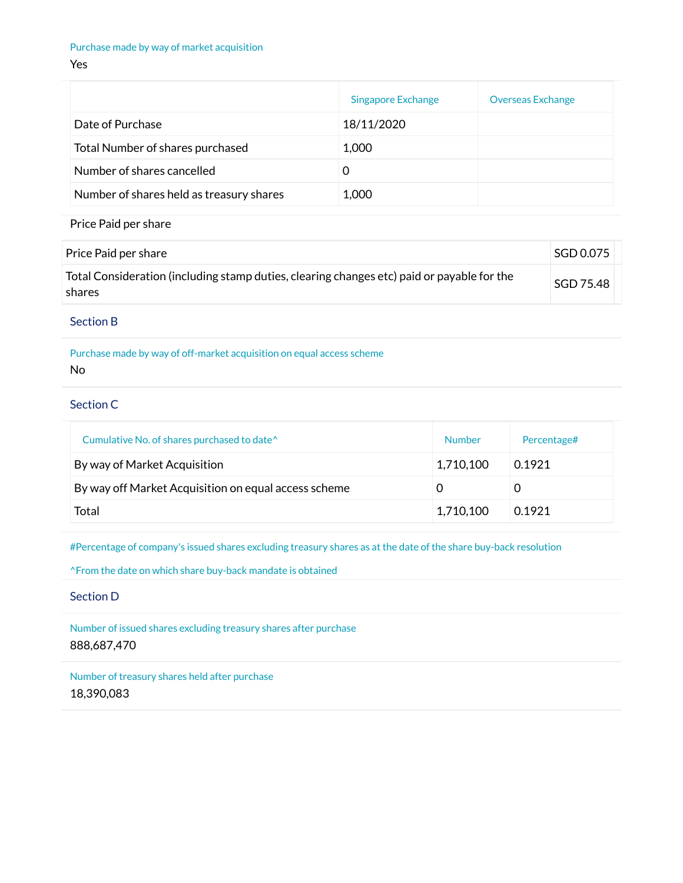Purchase made by way of market acquisition

Yes

| | Singapore Exchange | Overseas Exchange |
|---|---|---|
| Date of Purchase | 18/11/2020 | |
| Total Number of shares purchased | 1,000 | |
| Number of shares cancelled | 0 | |
| Number of shares held as treasury shares | 1,000 | |

Price Paid per share

| | |
|---|---|
| Price Paid per share | SGD 0.075 |
| Total Consideration (including stamp duties, clearing changes etc) paid or payable for the shares | SGD 75.48 |

## Section B

Purchase made by way of off-market acquisition on equal access scheme

No

## Section C

| Cumulative No. of shares purchased to date^ | Number | Percentage# |
|---|---|---|
| By way of Market Acquisition | 1,710,100 | 0.1921 |
| By way off Market Acquisition on equal access scheme | 0 | 0 |
| Total | 1,710,100 | 0.1921 |

#Percentage of company's issued shares excluding treasury shares as at the date of the share buy-back resolution

^From the date on which share buy-back mandate is obtained

## Section D

Number of issued shares excluding treasury shares after purchase

888,687,470

Number of treasury shares held after purchase

18,390,083